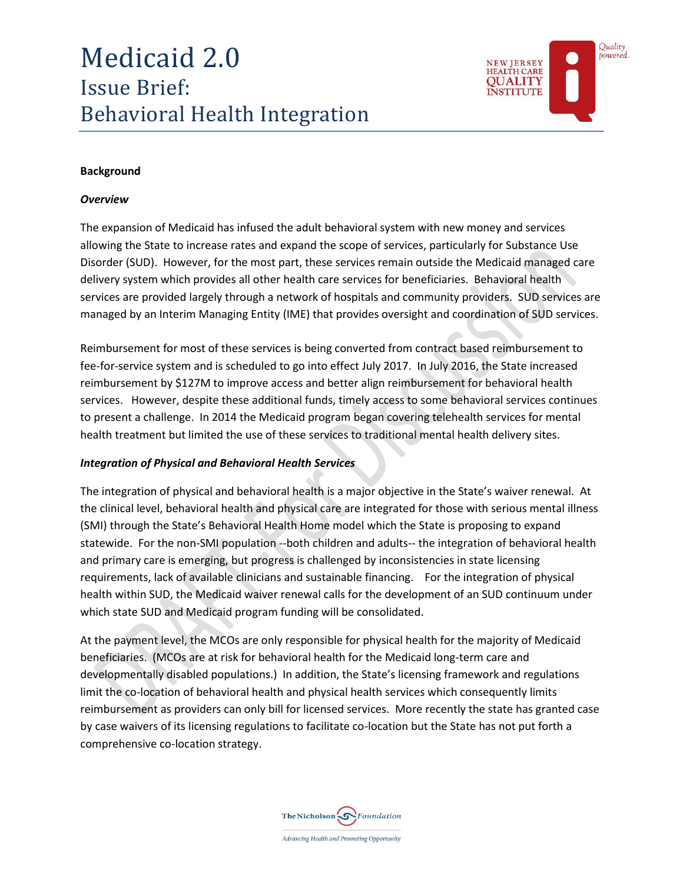# Medicaid 2.0
## Issue Brief:
## Behavioral Health Integration

**Background**

***Overview***

The expansion of Medicaid has infused the adult behavioral system with new money and services allowing the State to increase rates and expand the scope of services, particularly for Substance Use Disorder (SUD). However, for the most part, these services remain outside the Medicaid managed care delivery system which provides all other health care services for beneficiaries. Behavioral health services are provided largely through a network of hospitals and community providers. SUD services are managed by an Interim Managing Entity (IME) that provides oversight and coordination of SUD services.

Reimbursement for most of these services is being converted from contract based reimbursement to fee-for-service system and is scheduled to go into effect July 2017. In July 2016, the State increased reimbursement by $127M to improve access and better align reimbursement for behavioral health services. However, despite these additional funds, timely access to some behavioral services continues to present a challenge. In 2014 the Medicaid program began covering telehealth services for mental health treatment but limited the use of these services to traditional mental health delivery sites.

***Integration of Physical and Behavioral Health Services***

The integration of physical and behavioral health is a major objective in the State's waiver renewal. At the clinical level, behavioral health and physical care are integrated for those with serious mental illness (SMI) through the State's Behavioral Health Home model which the State is proposing to expand statewide. For the non-SMI population --both children and adults-- the integration of behavioral health and primary care is emerging, but progress is challenged by inconsistencies in state licensing requirements, lack of available clinicians and sustainable financing. For the integration of physical health within SUD, the Medicaid waiver renewal calls for the development of an SUD continuum under which state SUD and Medicaid program funding will be consolidated.

At the payment level, the MCOs are only responsible for physical health for the majority of Medicaid beneficiaries. (MCOs are at risk for behavioral health for the Medicaid long-term care and developmentally disabled populations.) In addition, the State's licensing framework and regulations limit the co-location of behavioral health and physical health services which consequently limits reimbursement as providers can only bill for licensed services. More recently the state has granted case by case waivers of its licensing regulations to facilitate co-location but the State has not put forth a comprehensive co-location strategy.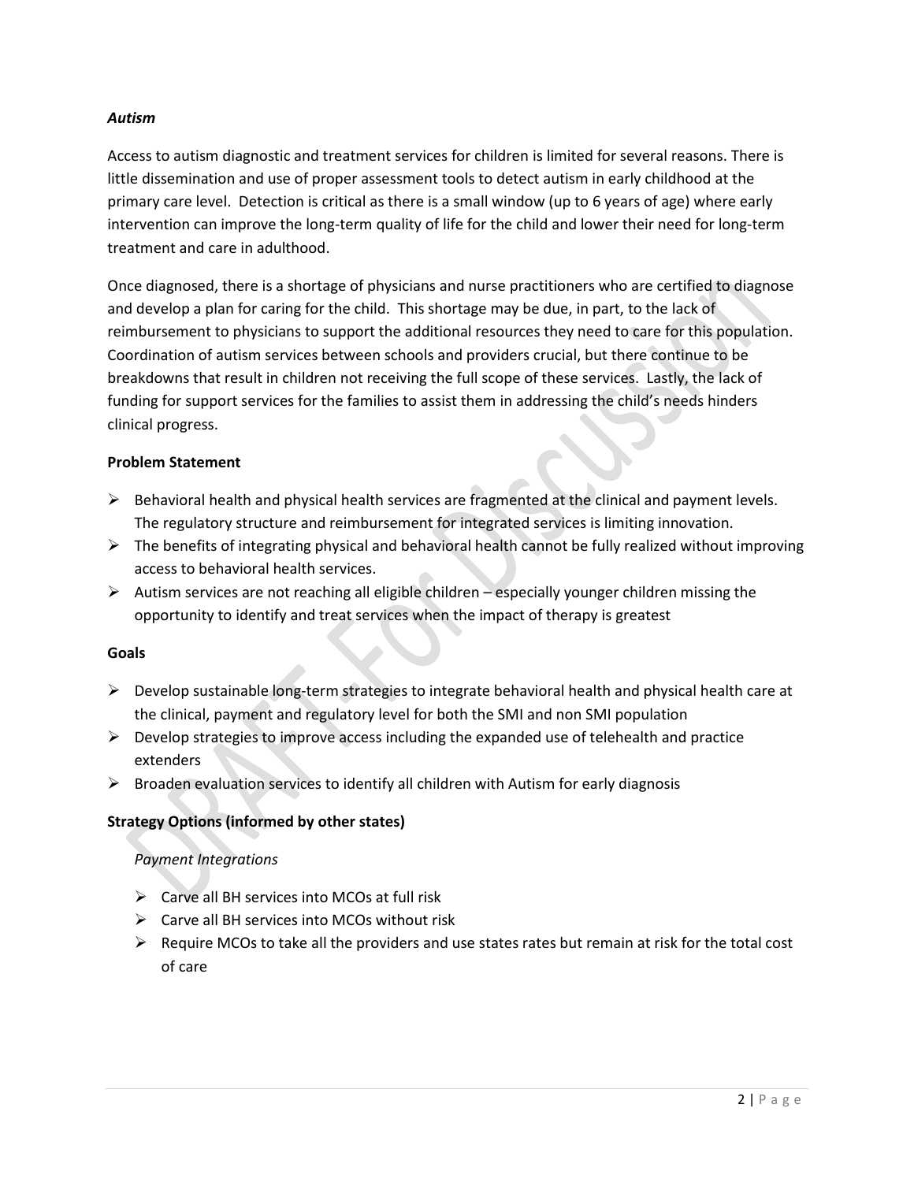*Autism*

Access to autism diagnostic and treatment services for children is limited for several reasons. There is little dissemination and use of proper assessment tools to detect autism in early childhood at the primary care level. Detection is critical as there is a small window (up to 6 years of age) where early intervention can improve the long-term quality of life for the child and lower their need for long-term treatment and care in adulthood.

Once diagnosed, there is a shortage of physicians and nurse practitioners who are certified to diagnose and develop a plan for caring for the child. This shortage may be due, in part, to the lack of reimbursement to physicians to support the additional resources they need to care for this population. Coordination of autism services between schools and providers crucial, but there continue to be breakdowns that result in children not receiving the full scope of these services. Lastly, the lack of funding for support services for the families to assist them in addressing the child's needs hinders clinical progress.

**Problem Statement**

- Behavioral health and physical health services are fragmented at the clinical and payment levels. The regulatory structure and reimbursement for integrated services is limiting innovation.
- The benefits of integrating physical and behavioral health cannot be fully realized without improving access to behavioral health services.
- Autism services are not reaching all eligible children – especially younger children missing the opportunity to identify and treat services when the impact of therapy is greatest

**Goals**

- Develop sustainable long-term strategies to integrate behavioral health and physical health care at the clinical, payment and regulatory level for both the SMI and non SMI population
- Develop strategies to improve access including the expanded use of telehealth and practice extenders
- Broaden evaluation services to identify all children with Autism for early diagnosis

**Strategy Options (informed by other states)**

*Payment Integrations*

- Carve all BH services into MCOs at full risk
- Carve all BH services into MCOs without risk
- Require MCOs to take all the providers and use states rates but remain at risk for the total cost of care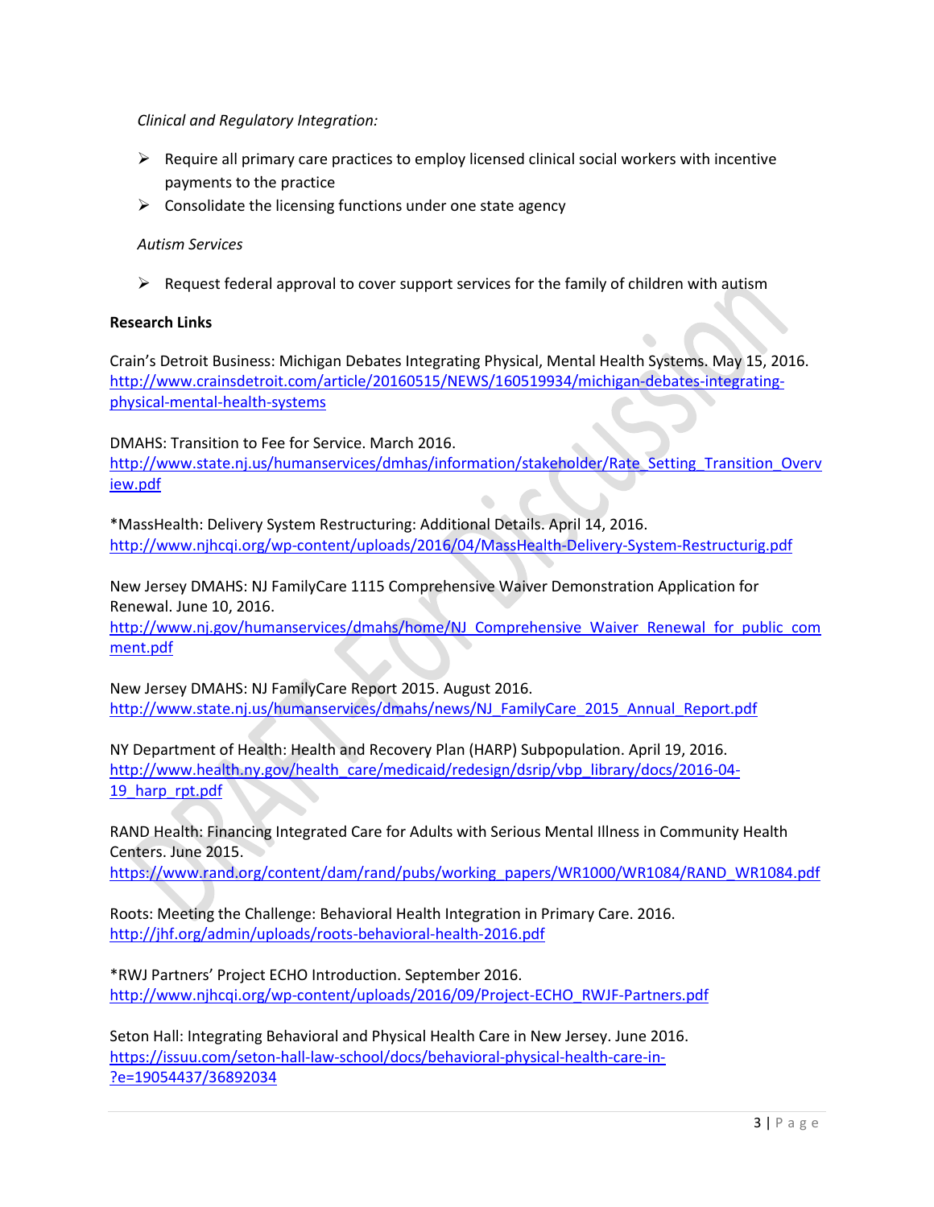*Clinical and Regulatory Integration:*

- Require all primary care practices to employ licensed clinical social workers with incentive payments to the practice
- Consolidate the licensing functions under one state agency

*Autism Services*

- Request federal approval to cover support services for the family of children with autism

**Research Links**

Crain's Detroit Business: Michigan Debates Integrating Physical, Mental Health Systems. May 15, 2016.
http://www.crainsdetroit.com/article/20160515/NEWS/160519934/michigan-debates-integrating-physical-mental-health-systems

DMAHS: Transition to Fee for Service. March 2016.
http://www.state.nj.us/humanservices/dmhas/information/stakeholder/Rate_Setting_Transition_Overview.pdf

*MassHealth: Delivery System Restructuring: Additional Details. April 14, 2016.
http://www.njhcqi.org/wp-content/uploads/2016/04/MassHealth-Delivery-System-Restructurig.pdf

New Jersey DMAHS: NJ FamilyCare 1115 Comprehensive Waiver Demonstration Application for Renewal. June 10, 2016.
http://www.nj.gov/humanservices/dmahs/home/NJ_Comprehensive_Waiver_Renewal_for_public_comment.pdf

New Jersey DMAHS: NJ FamilyCare Report 2015. August 2016.
http://www.state.nj.us/humanservices/dmahs/news/NJ_FamilyCare_2015_Annual_Report.pdf

NY Department of Health: Health and Recovery Plan (HARP) Subpopulation. April 19, 2016.
http://www.health.ny.gov/health_care/medicaid/redesign/dsrip/vbp_library/docs/2016-04-19_harp_rpt.pdf

RAND Health: Financing Integrated Care for Adults with Serious Mental Illness in Community Health Centers. June 2015.
https://www.rand.org/content/dam/rand/pubs/working_papers/WR1000/WR1084/RAND_WR1084.pdf

Roots: Meeting the Challenge: Behavioral Health Integration in Primary Care. 2016.
http://jhf.org/admin/uploads/roots-behavioral-health-2016.pdf

*RWJ Partners' Project ECHO Introduction. September 2016.
http://www.njhcqi.org/wp-content/uploads/2016/09/Project-ECHO_RWJF-Partners.pdf

Seton Hall: Integrating Behavioral and Physical Health Care in New Jersey. June 2016.
https://issuu.com/seton-hall-law-school/docs/behavioral-physical-health-care-in-?e=19054437/36892034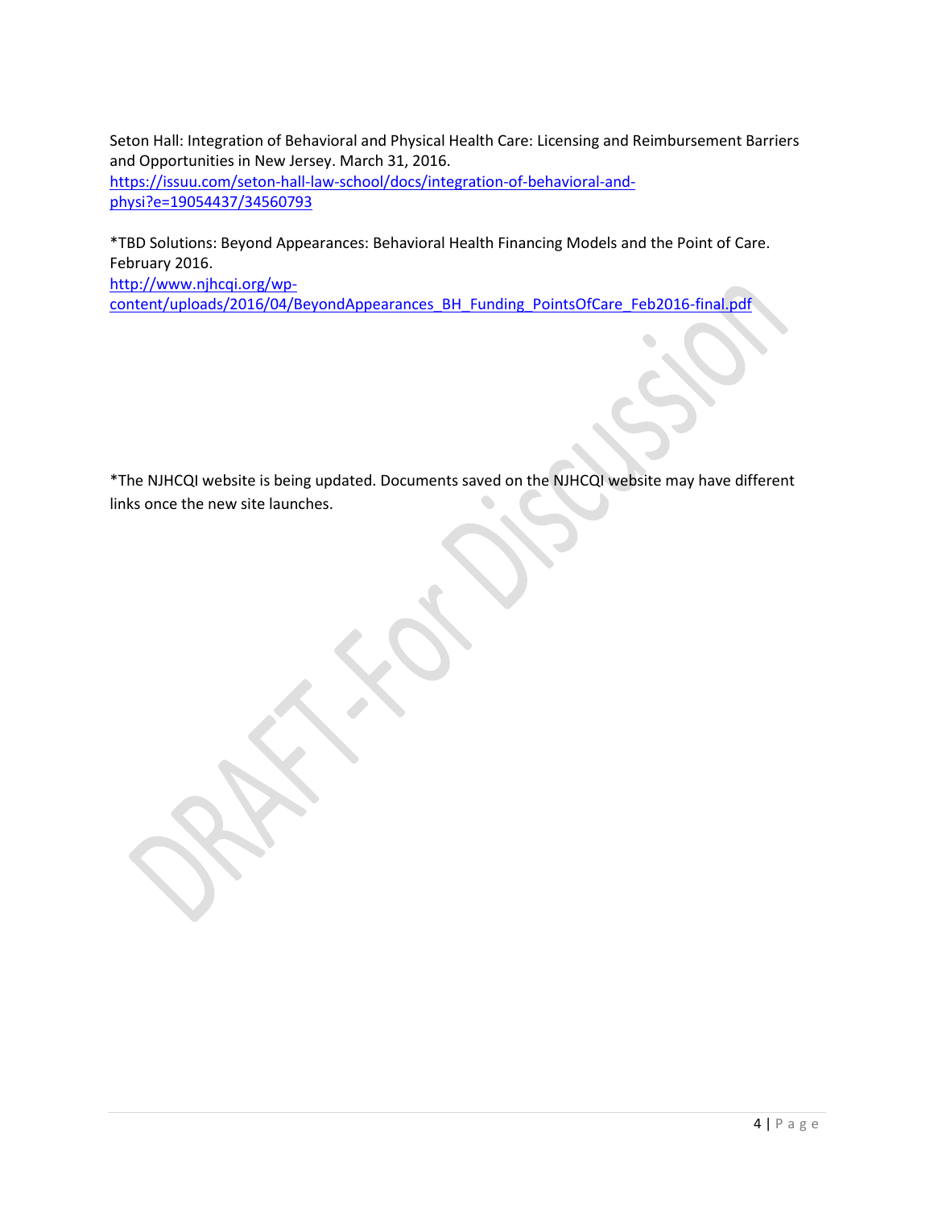Seton Hall: Integration of Behavioral and Physical Health Care: Licensing and Reimbursement Barriers and Opportunities in New Jersey. March 31, 2016.
https://issuu.com/seton-hall-law-school/docs/integration-of-behavioral-and-physi?e=19054437/34560793

*TBD Solutions: Beyond Appearances: Behavioral Health Financing Models and the Point of Care. February 2016.
http://www.njhcqi.org/wp-content/uploads/2016/04/BeyondAppearances_BH_Funding_PointsOfCare_Feb2016-final.pdf

*The NJHCQI website is being updated. Documents saved on the NJHCQI website may have different links once the new site launches.

DRAFT-For Discussion